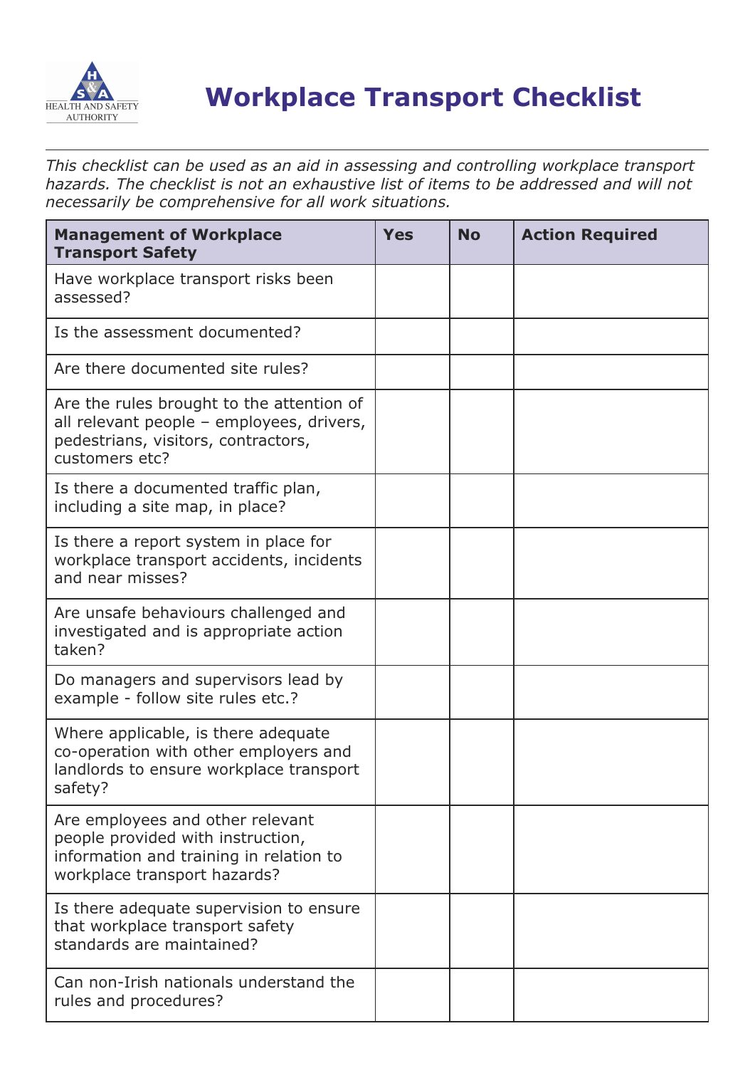HEALTH AND SAFETY AUTHORITY

# Workplace Transport Checklist

*This checklist can be used as an aid in assessing and controlling workplace transport hazards. The checklist is not an exhaustive list of items to be addressed and will not necessarily be comprehensive for all work situations.*

| **Management of Workplace Transport Safety** | **Yes** | **No** | **Action Required** |
|---|---|---|---|
| Have workplace transport risks been assessed? | | | |
| Is the assessment documented? | | | |
| Are there documented site rules? | | | |
| Are the rules brought to the attention of all relevant people – employees, drivers, pedestrians, visitors, contractors, customers etc? | | | |
| Is there a documented traffic plan, including a site map, in place? | | | |
| Is there a report system in place for workplace transport accidents, incidents and near misses? | | | |
| Are unsafe behaviours challenged and investigated and is appropriate action taken? | | | |
| Do managers and supervisors lead by example - follow site rules etc.? | | | |
| Where applicable, is there adequate co-operation with other employers and landlords to ensure workplace transport safety? | | | |
| Are employees and other relevant people provided with instruction, information and training in relation to workplace transport hazards? | | | |
| Is there adequate supervision to ensure that workplace transport safety standards are maintained? | | | |
| Can non-Irish nationals understand the rules and procedures? | | | |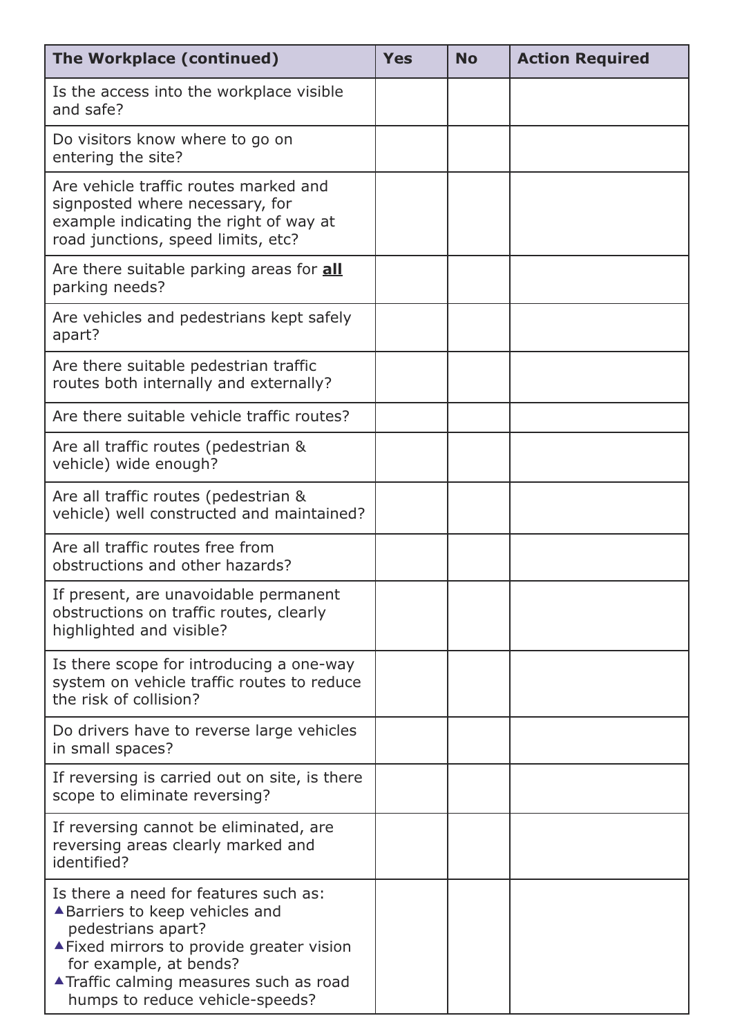| **The Workplace (continued)** | **Yes** | **No** | **Action Required** |
| --- | --- | --- | --- |
| Is the access into the workplace visible and safe? | | | |
| Do visitors know where to go on entering the site? | | | |
| Are vehicle traffic routes marked and signposted where necessary, for example indicating the right of way at road junctions, speed limits, etc? | | | |
| Are there suitable parking areas for **all** parking needs? | | | |
| Are vehicles and pedestrians kept safely apart? | | | |
| Are there suitable pedestrian traffic routes both internally and externally? | | | |
| Are there suitable vehicle traffic routes? | | | |
| Are all traffic routes (pedestrian & vehicle) wide enough? | | | |
| Are all traffic routes (pedestrian & vehicle) well constructed and maintained? | | | |
| Are all traffic routes free from obstructions and other hazards? | | | |
| If present, are unavoidable permanent obstructions on traffic routes, clearly highlighted and visible? | | | |
| Is there scope for introducing a one-way system on vehicle traffic routes to reduce the risk of collision? | | | |
| Do drivers have to reverse large vehicles in small spaces? | | | |
| If reversing is carried out on site, is there scope to eliminate reversing? | | | |
| If reversing cannot be eliminated, are reversing areas clearly marked and identified? | | | |
| Is there a need for features such as:<br>▲Barriers to keep vehicles and pedestrians apart?<br>▲Fixed mirrors to provide greater vision for example, at bends?<br>▲Traffic calming measures such as road humps to reduce vehicle-speeds? | | | |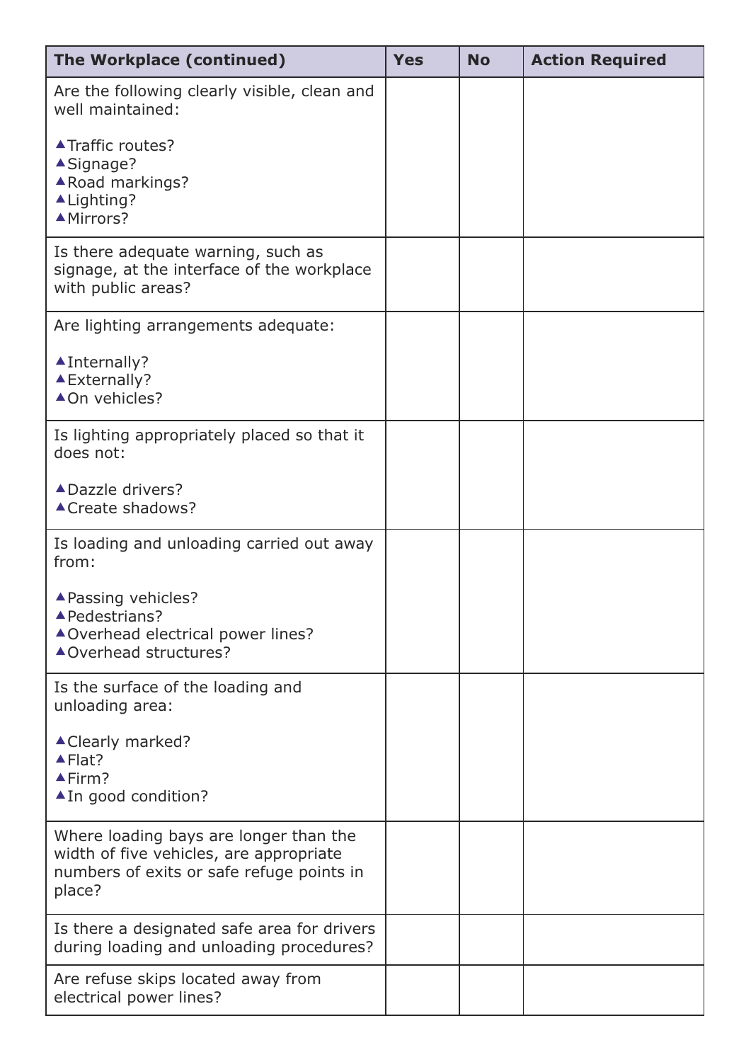| The Workplace (continued) | Yes | No | Action Required |
|---|---|---|---|
| Are the following clearly visible, clean and well maintained:<br><br>▲Traffic routes?<br>▲Signage?<br>▲Road markings?<br>▲Lighting?<br>▲Mirrors? | | | |
| Is there adequate warning, such as signage, at the interface of the workplace with public areas? | | | |
| Are lighting arrangements adequate:<br><br>▲Internally?<br>▲Externally?<br>▲On vehicles? | | | |
| Is lighting appropriately placed so that it does not:<br><br>▲Dazzle drivers?<br>▲Create shadows? | | | |
| Is loading and unloading carried out away from:<br><br>▲Passing vehicles?<br>▲Pedestrians?<br>▲Overhead electrical power lines?<br>▲Overhead structures? | | | |
| Is the surface of the loading and unloading area:<br><br>▲Clearly marked?<br>▲Flat?<br>▲Firm?<br>▲In good condition? | | | |
| Where loading bays are longer than the width of five vehicles, are appropriate numbers of exits or safe refuge points in place? | | | |
| Is there a designated safe area for drivers during loading and unloading procedures? | | | |
| Are refuse skips located away from electrical power lines? | | | |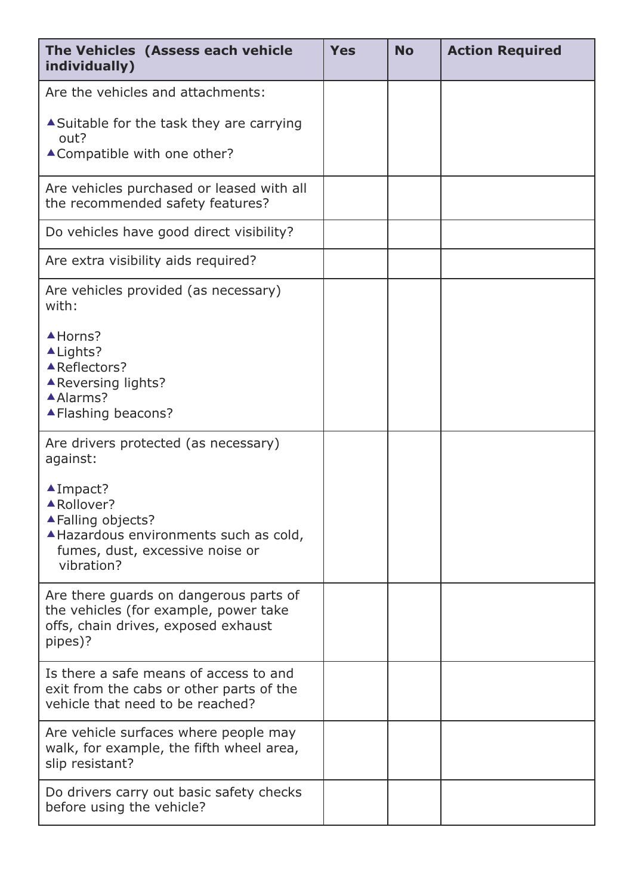| **The Vehicles (Assess each vehicle individually)** | **Yes** | **No** | **Action Required** |
|---|---|---|---|
| Are the vehicles and attachments:<br><br>▲Suitable for the task they are carrying out?<br>▲Compatible with one other? | | | |
| Are vehicles purchased or leased with all the recommended safety features? | | | |
| Do vehicles have good direct visibility? | | | |
| Are extra visibility aids required? | | | |
| Are vehicles provided (as necessary) with:<br><br>▲Horns?<br>▲Lights?<br>▲Reflectors?<br>▲Reversing lights?<br>▲Alarms?<br>▲Flashing beacons? | | | |
| Are drivers protected (as necessary) against:<br><br>▲Impact?<br>▲Rollover?<br>▲Falling objects?<br>▲Hazardous environments such as cold, fumes, dust, excessive noise or vibration? | | | |
| Are there guards on dangerous parts of the vehicles (for example, power take offs, chain drives, exposed exhaust pipes)? | | | |
| Is there a safe means of access to and exit from the cabs or other parts of the vehicle that need to be reached? | | | |
| Are vehicle surfaces where people may walk, for example, the fifth wheel area, slip resistant? | | | |
| Do drivers carry out basic safety checks before using the vehicle? | | | |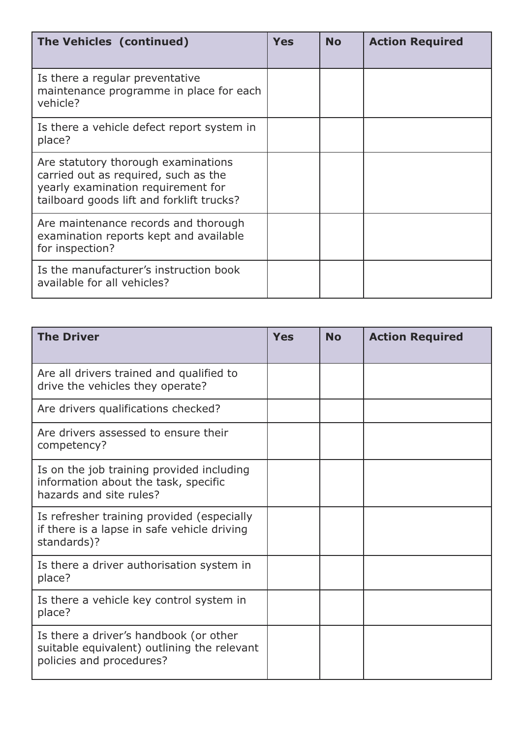| The Vehicles (continued) | Yes | No | Action Required |
| --- | --- | --- | --- |
| Is there a regular preventative maintenance programme in place for each vehicle? | | | |
| Is there a vehicle defect report system in place? | | | |
| Are statutory thorough examinations carried out as required, such as the yearly examination requirement for tailboard goods lift and forklift trucks? | | | |
| Are maintenance records and thorough examination reports kept and available for inspection? | | | |
| Is the manufacturer's instruction book available for all vehicles? | | | |

| The Driver | Yes | No | Action Required |
| --- | --- | --- | --- |
| Are all drivers trained and qualified to drive the vehicles they operate? | | | |
| Are drivers qualifications checked? | | | |
| Are drivers assessed to ensure their competency? | | | |
| Is on the job training provided including information about the task, specific hazards and site rules? | | | |
| Is refresher training provided (especially if there is a lapse in safe vehicle driving standards)? | | | |
| Is there a driver authorisation system in place? | | | |
| Is there a vehicle key control system in place? | | | |
| Is there a driver's handbook (or other suitable equivalent) outlining the relevant policies and procedures? | | | |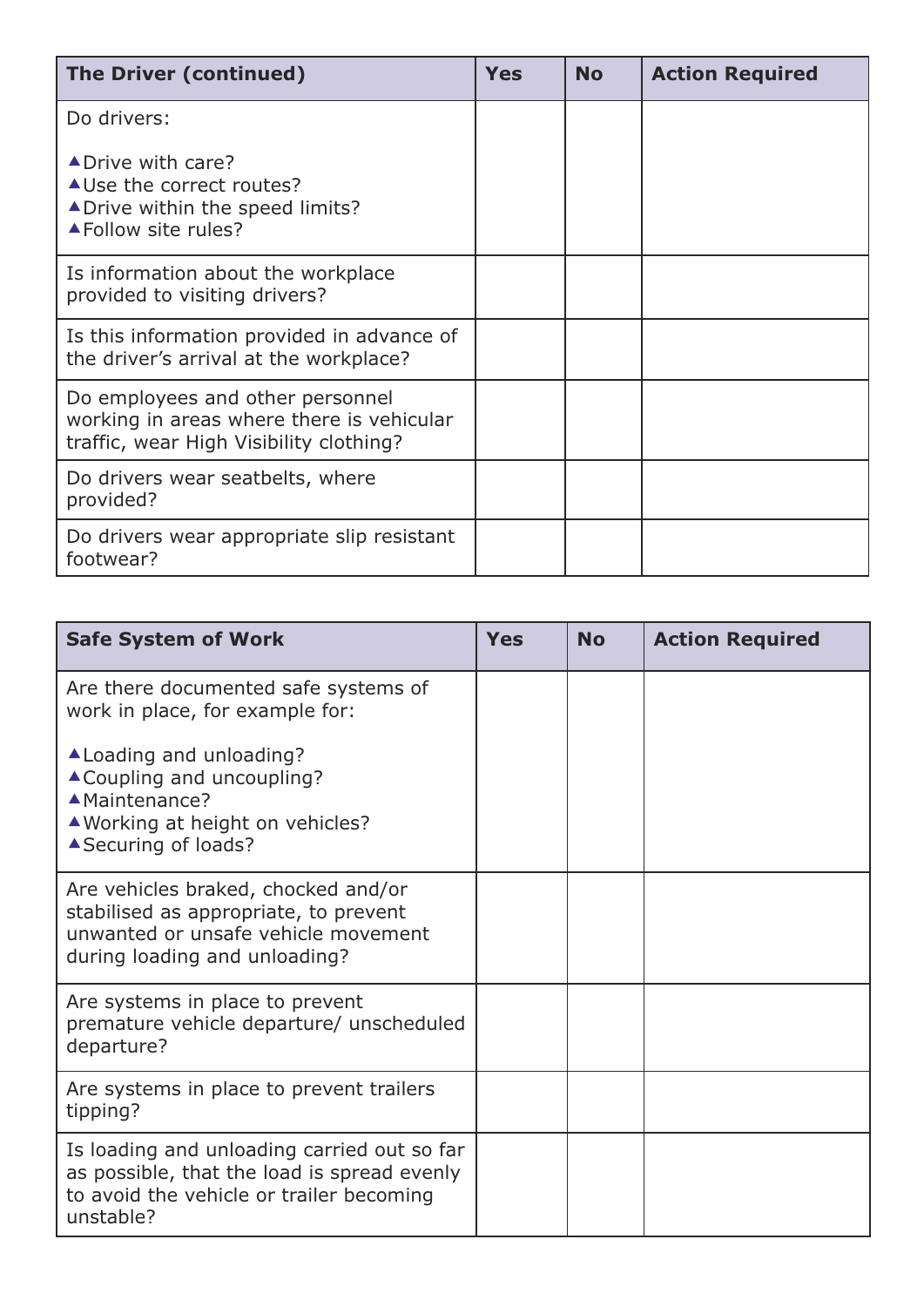| The Driver (continued) | Yes | No | Action Required |
|---|---|---|---|
| Do drivers:<br><br>▲Drive with care?<br>▲Use the correct routes?<br>▲Drive within the speed limits?<br>▲Follow site rules? | | | |
| Is information about the workplace provided to visiting drivers? | | | |
| Is this information provided in advance of the driver's arrival at the workplace? | | | |
| Do employees and other personnel working in areas where there is vehicular traffic, wear High Visibility clothing? | | | |
| Do drivers wear seatbelts, where provided? | | | |
| Do drivers wear appropriate slip resistant footwear? | | | |

| Safe System of Work | Yes | No | Action Required |
|---|---|---|---|
| Are there documented safe systems of work in place, for example for:<br><br>▲Loading and unloading?<br>▲Coupling and uncoupling?<br>▲Maintenance?<br>▲Working at height on vehicles?<br>▲Securing of loads? | | | |
| Are vehicles braked, chocked and/or stabilised as appropriate, to prevent unwanted or unsafe vehicle movement during loading and unloading? | | | |
| Are systems in place to prevent premature vehicle departure/ unscheduled departure? | | | |
| Are systems in place to prevent trailers tipping? | | | |
| Is loading and unloading carried out so far as possible, that the load is spread evenly to avoid the vehicle or trailer becoming unstable? | | | |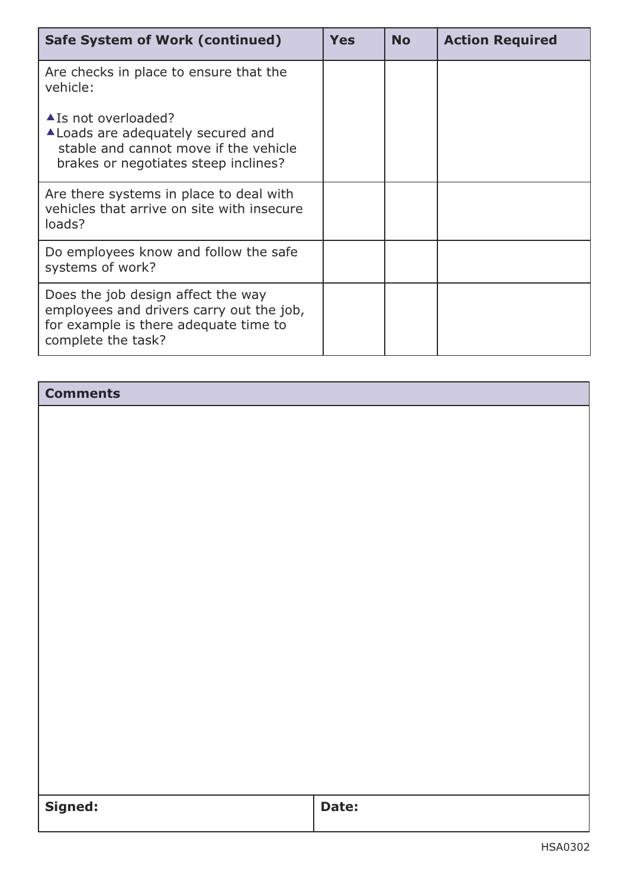| Safe System of Work (continued) | Yes | No | Action Required |
| --- | --- | --- | --- |
| Are checks in place to ensure that the vehicle:<br><br>▲Is not overloaded?<br>▲Loads are adequately secured and stable and cannot move if the vehicle brakes or negotiates steep inclines? | | | |
| Are there systems in place to deal with vehicles that arrive on site with insecure loads? | | | |
| Do employees know and follow the safe systems of work? | | | |
| Does the job design affect the way employees and drivers carry out the job, for example is there adequate time to complete the task? | | | |

| Comments | |
| --- | --- |
| | |
| **Signed:** | **Date:** |

HSA0302